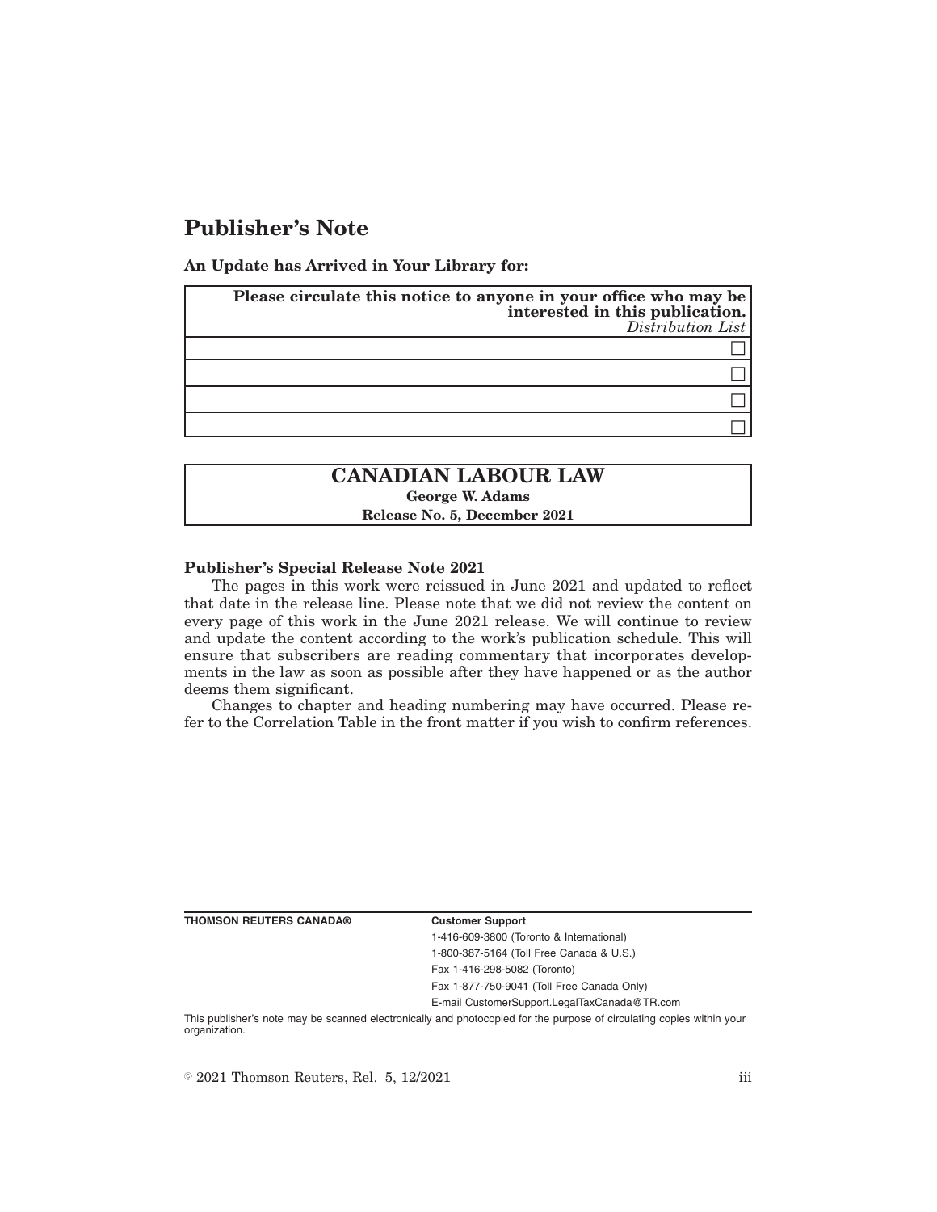# Publisher's Note

**An Update has Arrived in Your Library for:**

| **Please circulate this notice to anyone in your office who may be interested in this publication.** *Distribution List* |
|---|
| ☐ |
| ☐ |
| ☐ |
| ☐ |

| **CANADIAN LABOUR LAW** |
|---|
| **George W. Adams** |
| **Release No. 5, December 2021** |

**Publisher's Special Release Note 2021**

The pages in this work were reissued in June 2021 and updated to reflect that date in the release line. Please note that we did not review the content on every page of this work in the June 2021 release. We will continue to review and update the content according to the work's publication schedule. This will ensure that subscribers are reading commentary that incorporates developments in the law as soon as possible after they have happened or as the author deems them significant.

Changes to chapter and heading numbering may have occurred. Please refer to the Correlation Table in the front matter if you wish to confirm references.

**THOMSON REUTERS CANADA®**

**Customer Support**

1-416-609-3800 (Toronto & International)

1-800-387-5164 (Toll Free Canada & U.S.)

Fax 1-416-298-5082 (Toronto)

Fax 1-877-750-9041 (Toll Free Canada Only)

E-mail CustomerSupport.LegalTaxCanada@TR.com

This publisher's note may be scanned electronically and photocopied for the purpose of circulating copies within your organization.

© 2021 Thomson Reuters, Rel. 5, 12/2021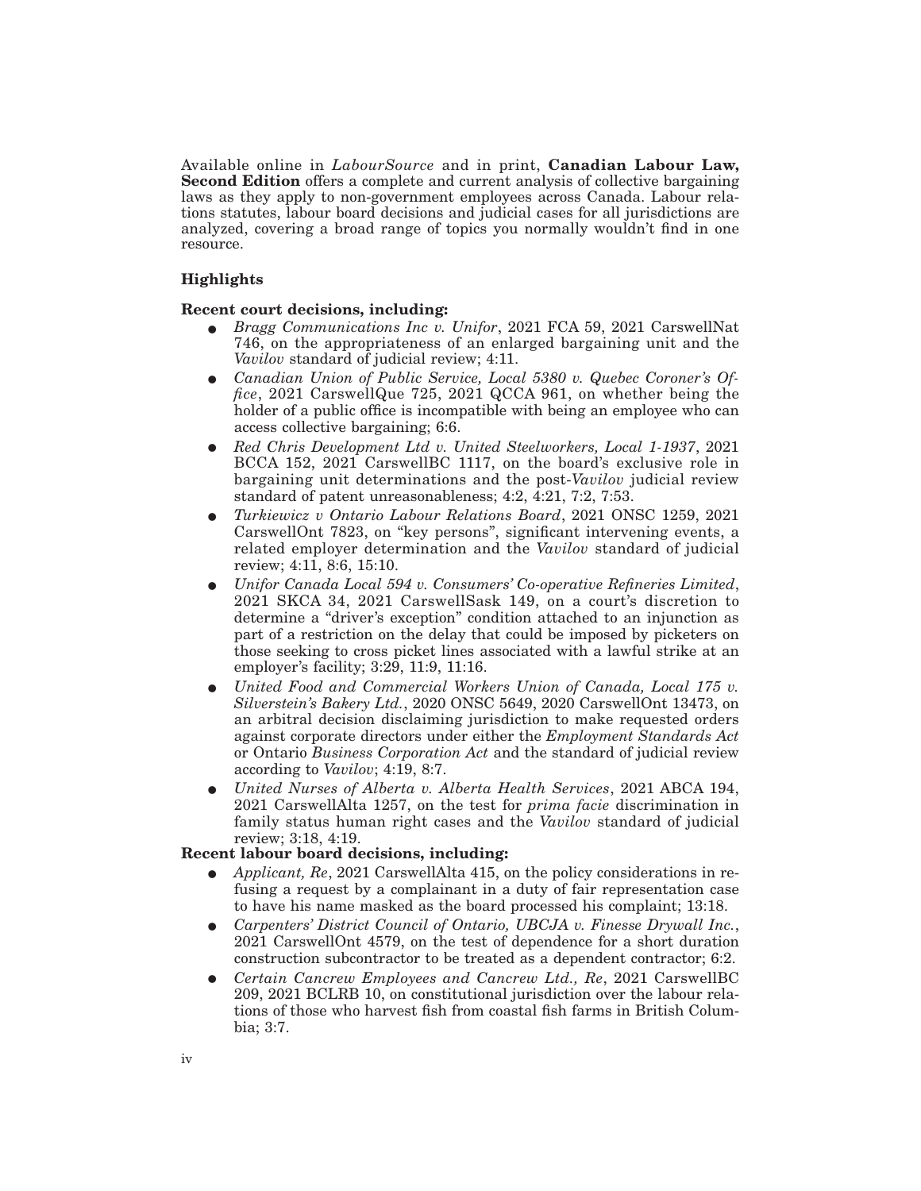Available online in *LabourSource* and in print, **Canadian Labour Law, Second Edition** offers a complete and current analysis of collective bargaining laws as they apply to non-government employees across Canada. Labour relations statutes, labour board decisions and judicial cases for all jurisdictions are analyzed, covering a broad range of topics you normally wouldn't find in one resource.

### Highlights

**Recent court decisions, including:**

- *Bragg Communications Inc v. Unifor*, 2021 FCA 59, 2021 CarswellNat 746, on the appropriateness of an enlarged bargaining unit and the *Vavilov* standard of judicial review; 4:11.
- *Canadian Union of Public Service, Local 5380 v. Quebec Coroner's Office*, 2021 CarswellQue 725, 2021 QCCA 961, on whether being the holder of a public office is incompatible with being an employee who can access collective bargaining; 6:6.
- *Red Chris Development Ltd v. United Steelworkers, Local 1-1937*, 2021 BCCA 152, 2021 CarswellBC 1117, on the board's exclusive role in bargaining unit determinations and the post-*Vavilov* judicial review standard of patent unreasonableness; 4:2, 4:21, 7:2, 7:53.
- *Turkiewicz v Ontario Labour Relations Board*, 2021 ONSC 1259, 2021 CarswellOnt 7823, on "key persons", significant intervening events, a related employer determination and the *Vavilov* standard of judicial review; 4:11, 8:6, 15:10.
- *Unifor Canada Local 594 v. Consumers' Co-operative Refineries Limited*, 2021 SKCA 34, 2021 CarswellSask 149, on a court's discretion to determine a "driver's exception" condition attached to an injunction as part of a restriction on the delay that could be imposed by picketers on those seeking to cross picket lines associated with a lawful strike at an employer's facility; 3:29, 11:9, 11:16.
- *United Food and Commercial Workers Union of Canada, Local 175 v. Silverstein's Bakery Ltd.*, 2020 ONSC 5649, 2020 CarswellOnt 13473, on an arbitral decision disclaiming jurisdiction to make requested orders against corporate directors under either the *Employment Standards Act* or Ontario *Business Corporation Act* and the standard of judicial review according to *Vavilov*; 4:19, 8:7.
- *United Nurses of Alberta v. Alberta Health Services*, 2021 ABCA 194, 2021 CarswellAlta 1257, on the test for *prima facie* discrimination in family status human right cases and the *Vavilov* standard of judicial review; 3:18, 4:19.

**Recent labour board decisions, including:**

- *Applicant, Re*, 2021 CarswellAlta 415, on the policy considerations in refusing a request by a complainant in a duty of fair representation case to have his name masked as the board processed his complaint; 13:18.
- *Carpenters' District Council of Ontario, UBCJA v. Finesse Drywall Inc.*, 2021 CarswellOnt 4579, on the test of dependence for a short duration construction subcontractor to be treated as a dependent contractor; 6:2.
- *Certain Cancrew Employees and Cancrew Ltd., Re*, 2021 CarswellBC 209, 2021 BCLRB 10, on constitutional jurisdiction over the labour relations of those who harvest fish from coastal fish farms in British Columbia; 3:7.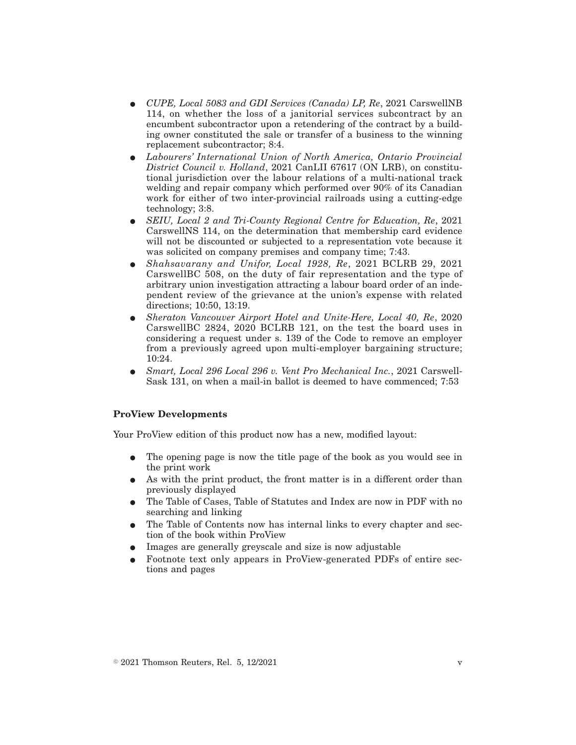- *CUPE, Local 5083 and GDI Services (Canada) LP, Re*, 2021 CarswellNB 114, on whether the loss of a janitorial services subcontract by an encumbent subcontractor upon a retendering of the contract by a building owner constituted the sale or transfer of a business to the winning replacement subcontractor; 8:4.
- *Labourers' International Union of North America, Ontario Provincial District Council v. Holland*, 2021 CanLII 67617 (ON LRB), on constitutional jurisdiction over the labour relations of a multi-national track welding and repair company which performed over 90% of its Canadian work for either of two inter-provincial railroads using a cutting-edge technology; 3:8.
- *SEIU, Local 2 and Tri-County Regional Centre for Education, Re*, 2021 CarswellNS 114, on the determination that membership card evidence will not be discounted or subjected to a representation vote because it was solicited on company premises and company time; 7:43.
- *Shahsavarany and Unifor, Local 1928, Re*, 2021 BCLRB 29, 2021 CarswellBC 508, on the duty of fair representation and the type of arbitrary union investigation attracting a labour board order of an independent review of the grievance at the union's expense with related directions; 10:50, 13:19.
- *Sheraton Vancouver Airport Hotel and Unite-Here, Local 40, Re*, 2020 CarswellBC 2824, 2020 BCLRB 121, on the test the board uses in considering a request under s. 139 of the Code to remove an employer from a previously agreed upon multi-employer bargaining structure; 10:24.
- *Smart, Local 296 Local 296 v. Vent Pro Mechanical Inc.*, 2021 CarswellSask 131, on when a mail-in ballot is deemed to have commenced; 7:53

**ProView Developments**

Your ProView edition of this product now has a new, modified layout:

- The opening page is now the title page of the book as you would see in the print work
- As with the print product, the front matter is in a different order than previously displayed
- The Table of Cases, Table of Statutes and Index are now in PDF with no searching and linking
- The Table of Contents now has internal links to every chapter and section of the book within ProView
- Images are generally greyscale and size is now adjustable
- Footnote text only appears in ProView-generated PDFs of entire sections and pages